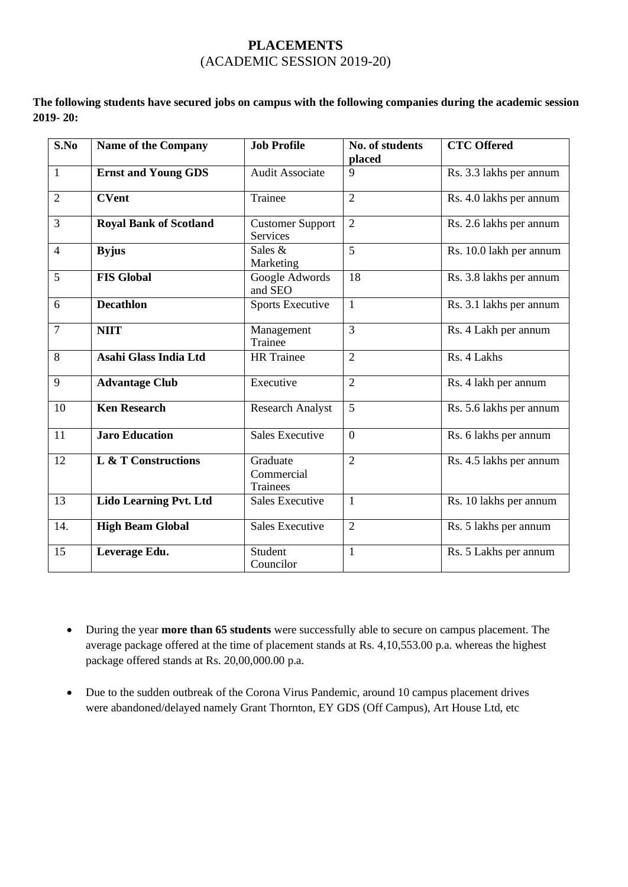# PLACEMENTS

(ACADEMIC SESSION 2019-20)

**The following students have secured jobs on campus with the following companies during the academic session 2019- 20:**

| S.No | Name of the Company | Job Profile | No. of students placed | CTC Offered |
|---|---|---|---|---|
| 1 | **Ernst and Young GDS** | Audit Associate | 9 | Rs. 3.3 lakhs per annum |
| 2 | **CVent** | Trainee | 2 | Rs. 4.0 lakhs per annum |
| 3 | **Royal Bank of Scotland** | Customer Support Services | 2 | Rs. 2.6 lakhs per annum |
| 4 | **Byjus** | Sales & Marketing | 5 | Rs. 10.0 lakh per annum |
| 5 | **FIS Global** | Google Adwords and SEO | 18 | Rs. 3.8 lakhs per annum |
| 6 | **Decathlon** | Sports Executive | 1 | Rs. 3.1 lakhs per annum |
| 7 | **NIIT** | Management Trainee | 3 | Rs. 4 Lakh per annum |
| 8 | **Asahi Glass India Ltd** | HR Trainee | 2 | Rs. 4 Lakhs |
| 9 | **Advantage Club** | Executive | 2 | Rs. 4 lakh per annum |
| 10 | **Ken Research** | Research Analyst | 5 | Rs. 5.6 lakhs per annum |
| 11 | **Jaro Education** | Sales Executive | 0 | Rs. 6 lakhs per annum |
| 12 | **L & T Constructions** | Graduate Commercial Trainees | 2 | Rs. 4.5 lakhs per annum |
| 13 | **Lido Learning Pvt. Ltd** | Sales Executive | 1 | Rs. 10 lakhs per annum |
| 14. | **High Beam Global** | Sales Executive | 2 | Rs. 5 lakhs per annum |
| 15 | **Leverage Edu.** | Student Councilor | 1 | Rs. 5 Lakhs per annum |

- During the year **more than 65 students** were successfully able to secure on campus placement. The average package offered at the time of placement stands at Rs. 4,10,553.00 p.a. whereas the highest package offered stands at Rs. 20,00,000.00 p.a.
- Due to the sudden outbreak of the Corona Virus Pandemic, around 10 campus placement drives were abandoned/delayed namely Grant Thornton, EY GDS (Off Campus), Art House Ltd, etc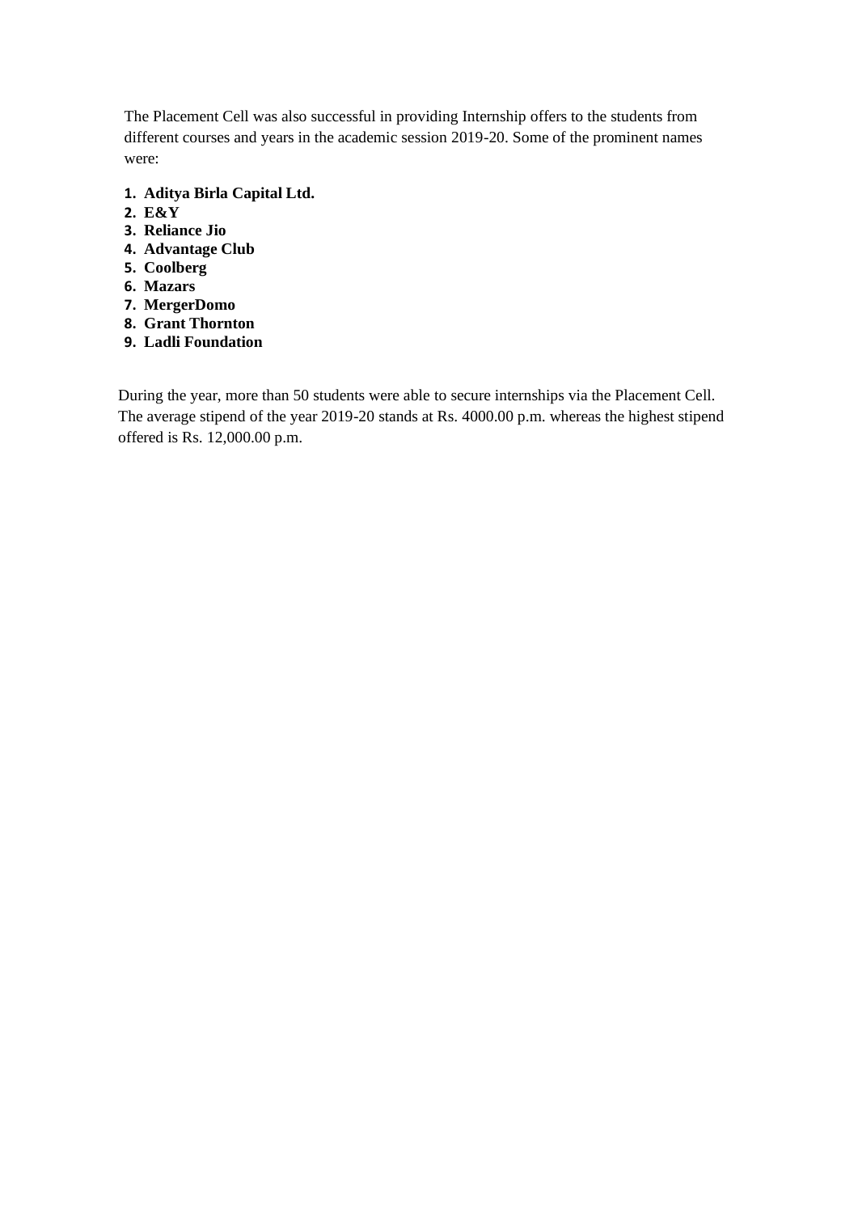The Placement Cell was also successful in providing Internship offers to the students from different courses and years in the academic session 2019-20. Some of the prominent names were:

1. **Aditya Birla Capital Ltd.**
2. **E&Y**
3. **Reliance Jio**
4. **Advantage Club**
5. **Coolberg**
6. **Mazars**
7. **MergerDomo**
8. **Grant Thornton**
9. **Ladli Foundation**

During the year, more than 50 students were able to secure internships via the Placement Cell. The average stipend of the year 2019-20 stands at Rs. 4000.00 p.m. whereas the highest stipend offered is Rs. 12,000.00 p.m.